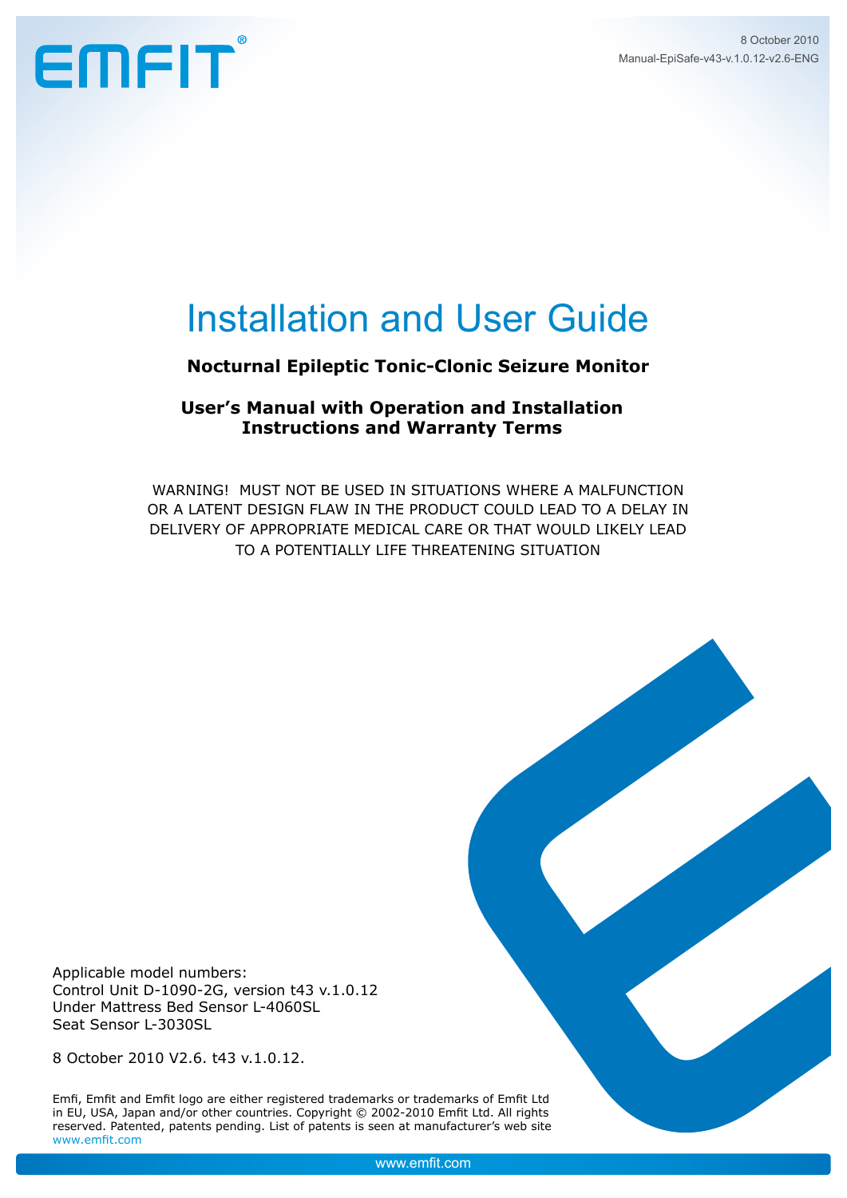EMFIT®

8 October 2010
Manual-EpiSafe-v43-v.1.0.12-v2.6-ENG

# Installation and User Guide

**Nocturnal Epileptic Tonic-Clonic Seizure Monitor**

**User's Manual with Operation and Installation Instructions and Warranty Terms**

WARNING! MUST NOT BE USED IN SITUATIONS WHERE A MALFUNCTION OR A LATENT DESIGN FLAW IN THE PRODUCT COULD LEAD TO A DELAY IN DELIVERY OF APPROPRIATE MEDICAL CARE OR THAT WOULD LIKELY LEAD TO A POTENTIALLY LIFE THREATENING SITUATION

Applicable model numbers:
Control Unit D-1090-2G, version t43 v.1.0.12
Under Mattress Bed Sensor L-4060SL
Seat Sensor L-3030SL

8 October 2010 V2.6. t43 v.1.0.12.

Emfi, Emfit and Emfit logo are either registered trademarks or trademarks of Emfit Ltd in EU, USA, Japan and/or other countries. Copyright © 2002-2010 Emfit Ltd. All rights reserved. Patented, patents pending. List of patents is seen at manufacturer's web site www.emfit.com

www.emfit.com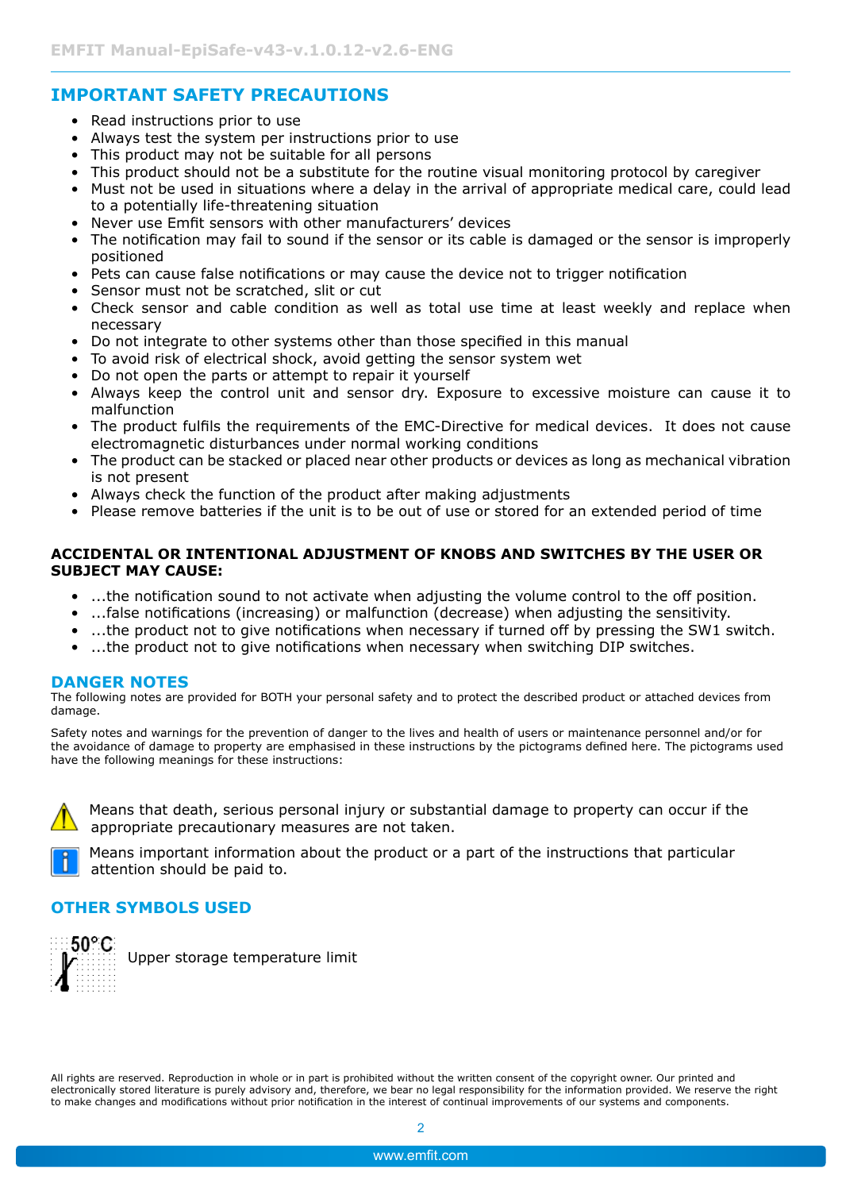## IMPORTANT SAFETY PRECAUTIONS

- Read instructions prior to use
- Always test the system per instructions prior to use
- This product may not be suitable for all persons
- This product should not be a substitute for the routine visual monitoring protocol by caregiver
- Must not be used in situations where a delay in the arrival of appropriate medical care, could lead to a potentially life-threatening situation
- Never use Emfit sensors with other manufacturers' devices
- The notification may fail to sound if the sensor or its cable is damaged or the sensor is improperly positioned
- Pets can cause false notifications or may cause the device not to trigger notification
- Sensor must not be scratched, slit or cut
- Check sensor and cable condition as well as total use time at least weekly and replace when necessary
- Do not integrate to other systems other than those specified in this manual
- To avoid risk of electrical shock, avoid getting the sensor system wet
- Do not open the parts or attempt to repair it yourself
- Always keep the control unit and sensor dry. Exposure to excessive moisture can cause it to malfunction
- The product fulfils the requirements of the EMC-Directive for medical devices. It does not cause electromagnetic disturbances under normal working conditions
- The product can be stacked or placed near other products or devices as long as mechanical vibration is not present
- Always check the function of the product after making adjustments
- Please remove batteries if the unit is to be out of use or stored for an extended period of time

**ACCIDENTAL OR INTENTIONAL ADJUSTMENT OF KNOBS AND SWITCHES BY THE USER OR SUBJECT MAY CAUSE:**

- ...the notification sound to not activate when adjusting the volume control to the off position.
- ...false notifications (increasing) or malfunction (decrease) when adjusting the sensitivity.
- ...the product not to give notifications when necessary if turned off by pressing the SW1 switch.
- ...the product not to give notifications when necessary when switching DIP switches.

## DANGER NOTES

The following notes are provided for BOTH your personal safety and to protect the described product or attached devices from damage.

Safety notes and warnings for the prevention of danger to the lives and health of users or maintenance personnel and/or for the avoidance of damage to property are emphasised in these instructions by the pictograms defined here. The pictograms used have the following meanings for these instructions:

⚠ Means that death, serious personal injury or substantial damage to property can occur if the appropriate precautionary measures are not taken.

ℹ Means important information about the product or a part of the instructions that particular attention should be paid to.

## OTHER SYMBOLS USED

50°C Upper storage temperature limit

All rights are reserved. Reproduction in whole or in part is prohibited without the written consent of the copyright owner. Our printed and electronically stored literature is purely advisory and, therefore, we bear no legal responsibility for the information provided. We reserve the right to make changes and modifications without prior notification in the interest of continual improvements of our systems and components.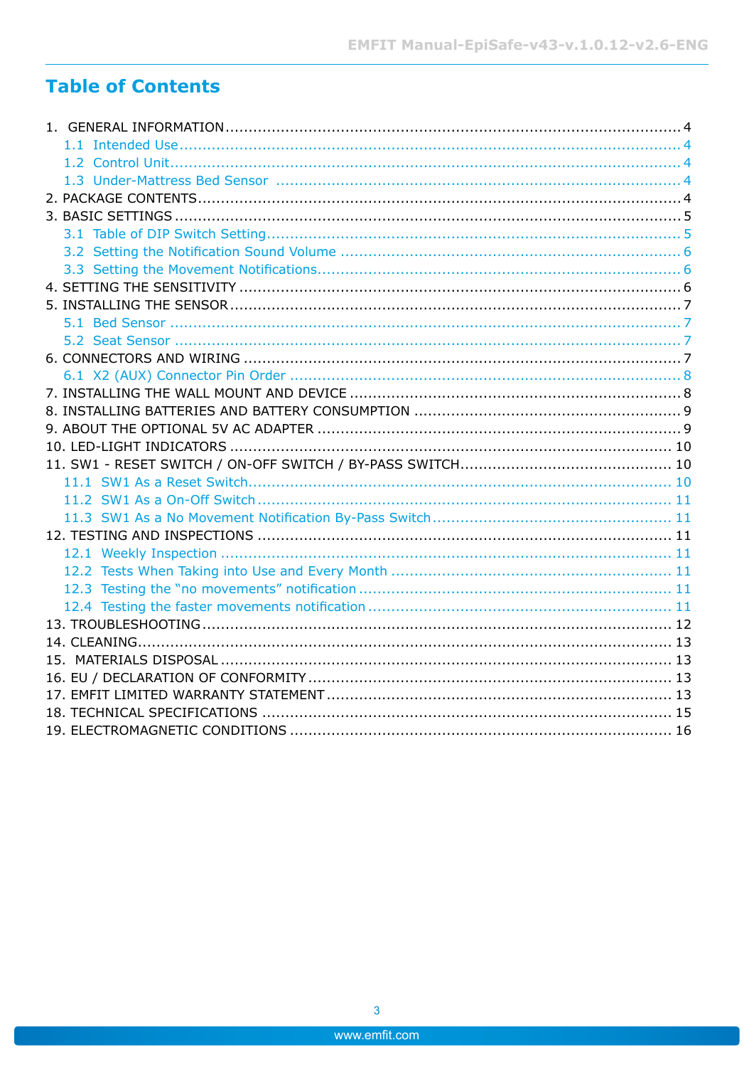# Table of Contents

1. GENERAL INFORMATION .......... 4
   - 1.1 Intended Use .......... 4
   - 1.2 Control Unit .......... 4
   - 1.3 Under-Mattress Bed Sensor .......... 4
2. PACKAGE CONTENTS .......... 4
3. BASIC SETTINGS .......... 5
   - 3.1 Table of DIP Switch Setting .......... 5
   - 3.2 Setting the Notification Sound Volume .......... 6
   - 3.3 Setting the Movement Notifications .......... 6
4. SETTING THE SENSITIVITY .......... 6
5. INSTALLING THE SENSOR .......... 7
   - 5.1 Bed Sensor .......... 7
   - 5.2 Seat Sensor .......... 7
6. CONNECTORS AND WIRING .......... 7
   - 6.1 X2 (AUX) Connector Pin Order .......... 8
7. INSTALLING THE WALL MOUNT AND DEVICE .......... 8
8. INSTALLING BATTERIES AND BATTERY CONSUMPTION .......... 9
9. ABOUT THE OPTIONAL 5V AC ADAPTER .......... 9
10. LED-LIGHT INDICATORS .......... 10
11. SW1 - RESET SWITCH / ON-OFF SWITCH / BY-PASS SWITCH .......... 10
    - 11.1 SW1 As a Reset Switch .......... 10
    - 11.2 SW1 As a On-Off Switch .......... 11
    - 11.3 SW1 As a No Movement Notification By-Pass Switch .......... 11
12. TESTING AND INSPECTIONS .......... 11
    - 12.1 Weekly Inspection .......... 11
    - 12.2 Tests When Taking into Use and Every Month .......... 11
    - 12.3 Testing the “no movements” notification .......... 11
    - 12.4 Testing the faster movements notification .......... 11
13. TROUBLESHOOTING .......... 12
14. CLEANING .......... 13
15. MATERIALS DISPOSAL .......... 13
16. EU / DECLARATION OF CONFORMITY .......... 13
17. EMFIT LIMITED WARRANTY STATEMENT .......... 13
18. TECHNICAL SPECIFICATIONS .......... 15
19. ELECTROMAGNETIC CONDITIONS .......... 16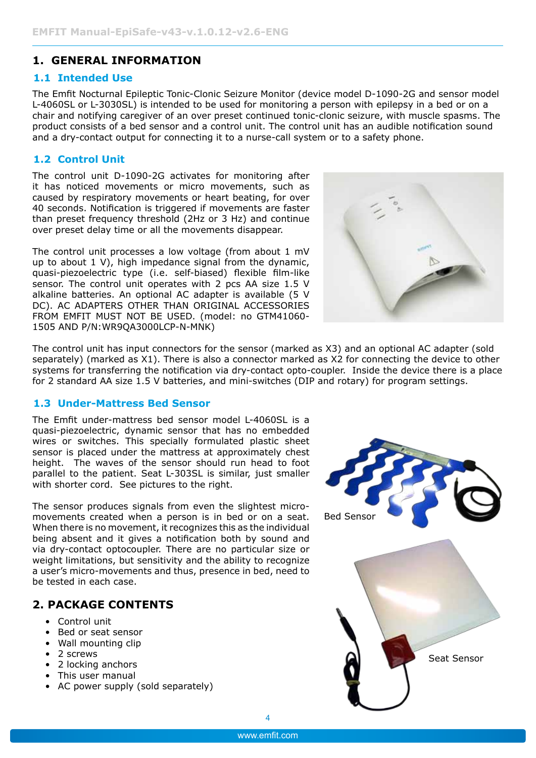# 1. GENERAL INFORMATION

## 1.1 Intended Use

The Emfit Nocturnal Epileptic Tonic-Clonic Seizure Monitor (device model D-1090-2G and sensor model L-4060SL or L-3030SL) is intended to be used for monitoring a person with epilepsy in a bed or on a chair and notifying caregiver of an over preset continued tonic-clonic seizure, with muscle spasms. The product consists of a bed sensor and a control unit. The control unit has an audible notification sound and a dry-contact output for connecting it to a nurse-call system or to a safety phone.

## 1.2 Control Unit

The control unit D-1090-2G activates for monitoring after it has noticed movements or micro movements, such as caused by respiratory movements or heart beating, for over 40 seconds. Notification is triggered if movements are faster than preset frequency threshold (2Hz or 3 Hz) and continue over preset delay time or all the movements disappear.

The control unit processes a low voltage (from about 1 mV up to about 1 V), high impedance signal from the dynamic, quasi-piezoelectric type (i.e. self-biased) flexible film-like sensor. The control unit operates with 2 pcs AA size 1.5 V alkaline batteries. An optional AC adapter is available (5 V DC). AC ADAPTERS OTHER THAN ORIGINAL ACCESSORIES FROM EMFIT MUST NOT BE USED. (model: no GTM41060-1505 AND P/N:WR9QA3000LCP-N-MNK)

The control unit has input connectors for the sensor (marked as X3) and an optional AC adapter (sold separately) (marked as X1). There is also a connector marked as X2 for connecting the device to other systems for transferring the notification via dry-contact opto-coupler. Inside the device there is a place for 2 standard AA size 1.5 V batteries, and mini-switches (DIP and rotary) for program settings.

## 1.3 Under-Mattress Bed Sensor

The Emfit under-mattress bed sensor model L-4060SL is a quasi-piezoelectric, dynamic sensor that has no embedded wires or switches. This specially formulated plastic sheet sensor is placed under the mattress at approximately chest height. The waves of the sensor should run head to foot parallel to the patient. Seat L-303SL is similar, just smaller with shorter cord. See pictures to the right.

The sensor produces signals from even the slightest micro-movements created when a person is in bed or on a seat. When there is no movement, it recognizes this as the individual being absent and it gives a notification both by sound and via dry-contact optocoupler. There are no particular size or weight limitations, but sensitivity and the ability to recognize a user's micro-movements and thus, presence in bed, need to be tested in each case.

Bed Sensor

Seat Sensor

# 2. PACKAGE CONTENTS

- Control unit
- Bed or seat sensor
- Wall mounting clip
- 2 screws
- 2 locking anchors
- This user manual
- AC power supply (sold separately)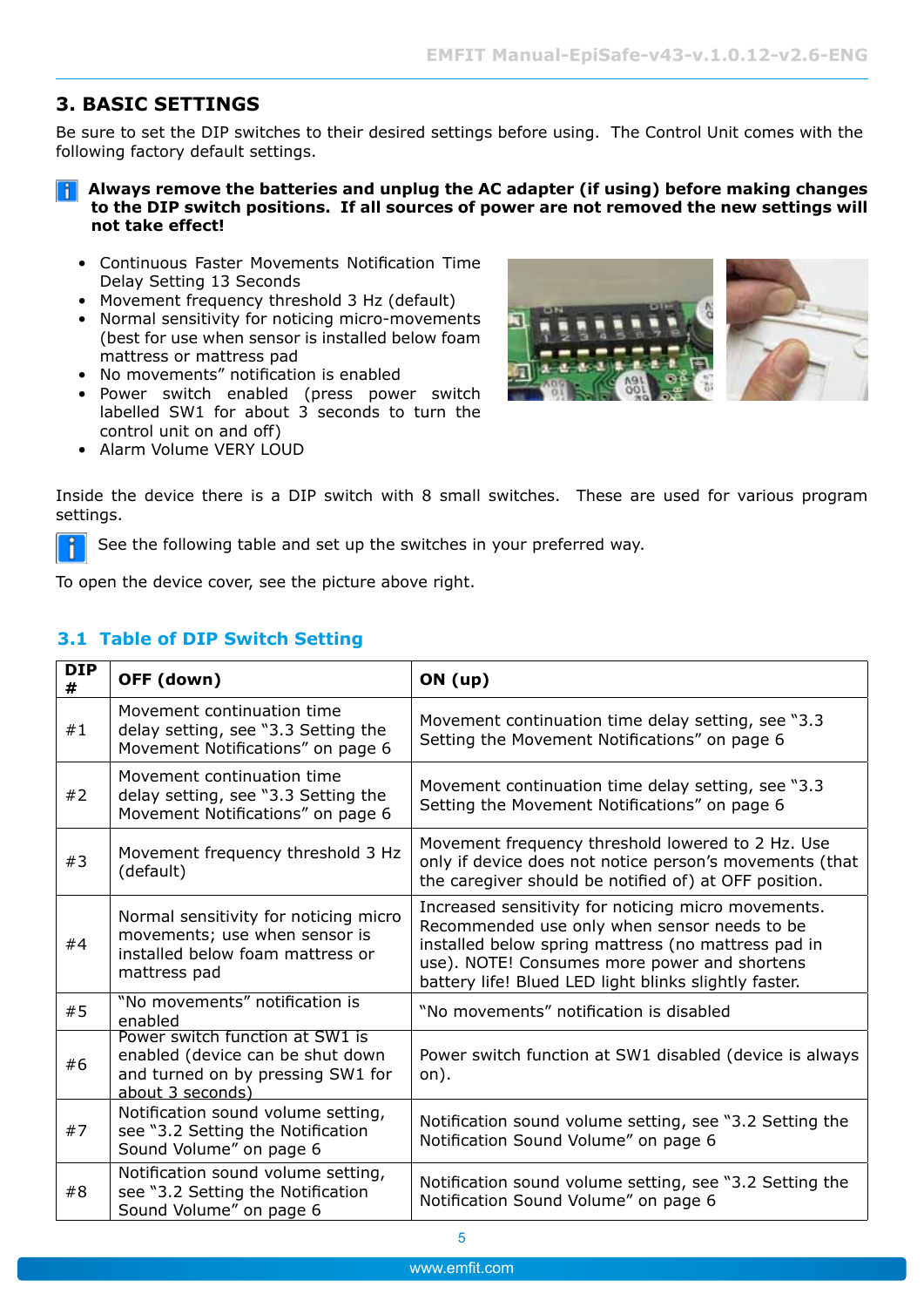## 3. BASIC SETTINGS

Be sure to set the DIP switches to their desired settings before using. The Control Unit comes with the following factory default settings.

**Always remove the batteries and unplug the AC adapter (if using) before making changes to the DIP switch positions. If all sources of power are not removed the new settings will not take effect!**

- Continuous Faster Movements Notification Time Delay Setting 13 Seconds
- Movement frequency threshold 3 Hz (default)
- Normal sensitivity for noticing micro-movements (best for use when sensor is installed below foam mattress or mattress pad
- No movements" notification is enabled
- Power switch enabled (press power switch labelled SW1 for about 3 seconds to turn the control unit on and off)
- Alarm Volume VERY LOUD

Inside the device there is a DIP switch with 8 small switches. These are used for various program settings.

See the following table and set up the switches in your preferred way.

To open the device cover, see the picture above right.

### 3.1 Table of DIP Switch Setting

| DIP # | OFF (down) | ON (up) |
|---|---|---|
| #1 | Movement continuation time delay setting, see "3.3 Setting the Movement Notifications" on page 6 | Movement continuation time delay setting, see "3.3 Setting the Movement Notifications" on page 6 |
| #2 | Movement continuation time delay setting, see "3.3 Setting the Movement Notifications" on page 6 | Movement continuation time delay setting, see "3.3 Setting the Movement Notifications" on page 6 |
| #3 | Movement frequency threshold 3 Hz (default) | Movement frequency threshold lowered to 2 Hz. Use only if device does not notice person's movements (that the caregiver should be notified of) at OFF position. |
| #4 | Normal sensitivity for noticing micro movements; use when sensor is installed below foam mattress or mattress pad | Increased sensitivity for noticing micro movements. Recommended use only when sensor needs to be installed below spring mattress (no mattress pad in use). NOTE! Consumes more power and shortens battery life! Blued LED light blinks slightly faster. |
| #5 | "No movements" notification is enabled | "No movements" notification is disabled |
| #6 | Power switch function at SW1 is enabled (device can be shut down and turned on by pressing SW1 for about 3 seconds) | Power switch function at SW1 disabled (device is always on). |
| #7 | Notification sound volume setting, see "3.2 Setting the Notification Sound Volume" on page 6 | Notification sound volume setting, see "3.2 Setting the Notification Sound Volume" on page 6 |
| #8 | Notification sound volume setting, see "3.2 Setting the Notification Sound Volume" on page 6 | Notification sound volume setting, see "3.2 Setting the Notification Sound Volume" on page 6 |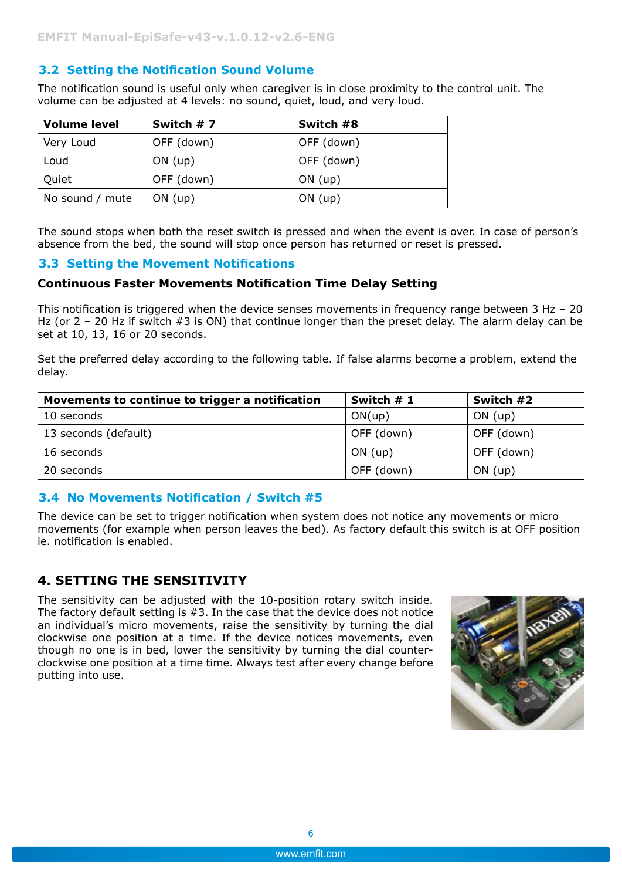## 3.2 Setting the Notification Sound Volume

The notification sound is useful only when caregiver is in close proximity to the control unit. The volume can be adjusted at 4 levels: no sound, quiet, loud, and very loud.

| Volume level | Switch # 7 | Switch #8 |
|---|---|---|
| Very Loud | OFF (down) | OFF (down) |
| Loud | ON (up) | OFF (down) |
| Quiet | OFF (down) | ON (up) |
| No sound / mute | ON (up) | ON (up) |

The sound stops when both the reset switch is pressed and when the event is over. In case of person's absence from the bed, the sound will stop once person has returned or reset is pressed.

## 3.3 Setting the Movement Notifications

### Continuous Faster Movements Notification Time Delay Setting

This notification is triggered when the device senses movements in frequency range between 3 Hz – 20 Hz (or 2 – 20 Hz if switch #3 is ON) that continue longer than the preset delay. The alarm delay can be set at 10, 13, 16 or 20 seconds.

Set the preferred delay according to the following table. If false alarms become a problem, extend the delay.

| Movements to continue to trigger a notification | Switch # 1 | Switch #2 |
|---|---|---|
| 10 seconds | ON(up) | ON (up) |
| 13 seconds (default) | OFF (down) | OFF (down) |
| 16 seconds | ON (up) | OFF (down) |
| 20 seconds | OFF (down) | ON (up) |

## 3.4 No Movements Notification / Switch #5

The device can be set to trigger notification when system does not notice any movements or micro movements (for example when person leaves the bed). As factory default this switch is at OFF position ie. notification is enabled.

# 4. SETTING THE SENSITIVITY

The sensitivity can be adjusted with the 10-position rotary switch inside. The factory default setting is #3. In the case that the device does not notice an individual's micro movements, raise the sensitivity by turning the dial clockwise one position at a time. If the device notices movements, even though no one is in bed, lower the sensitivity by turning the dial counter-clockwise one position at a time time. Always test after every change before putting into use.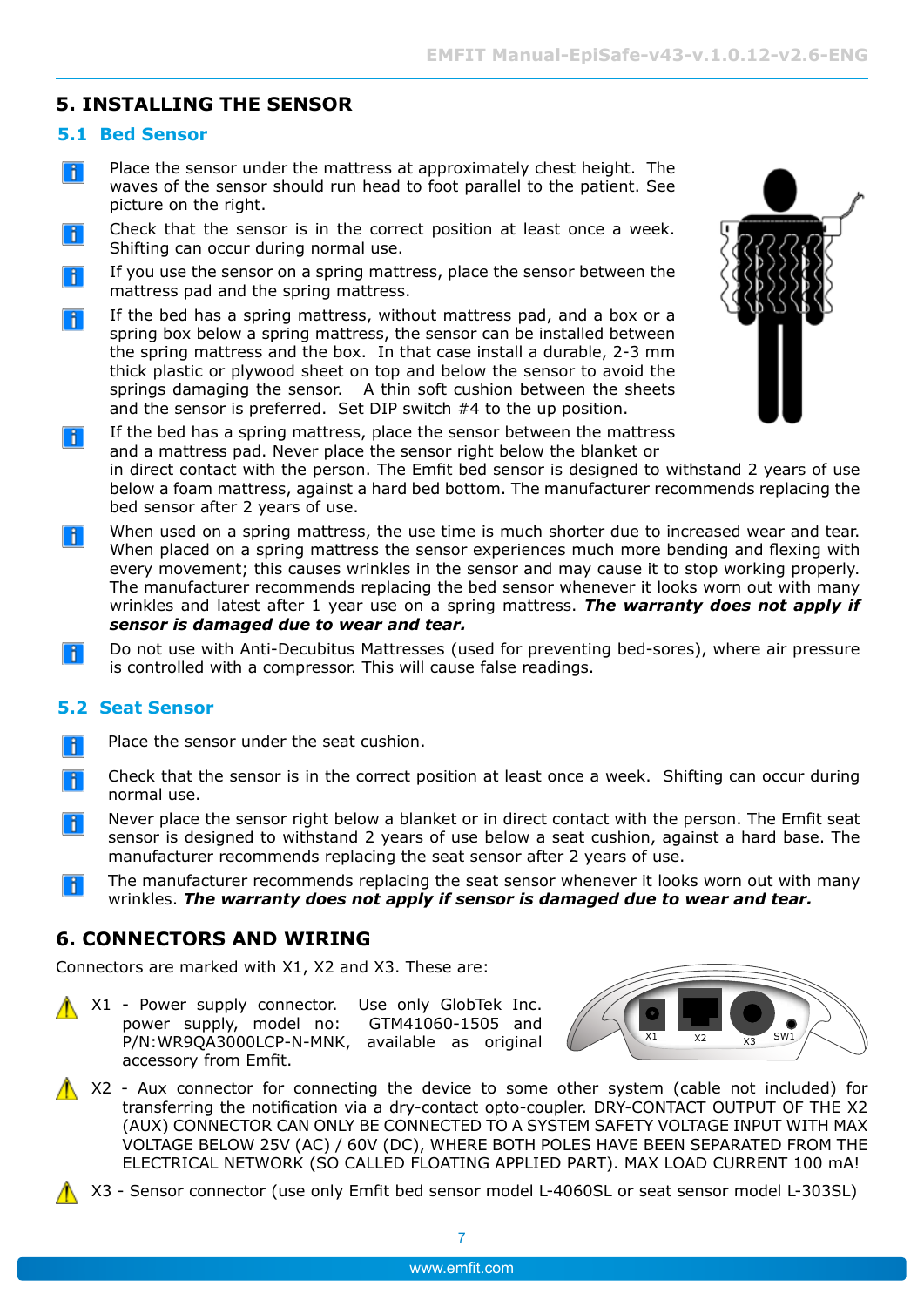# 5. INSTALLING THE SENSOR

## 5.1 Bed Sensor

- Place the sensor under the mattress at approximately chest height. The waves of the sensor should run head to foot parallel to the patient. See picture on the right.
- Check that the sensor is in the correct position at least once a week. Shifting can occur during normal use.
- If you use the sensor on a spring mattress, place the sensor between the mattress pad and the spring mattress.
- If the bed has a spring mattress, without mattress pad, and a box or a spring box below a spring mattress, the sensor can be installed between the spring mattress and the box. In that case install a durable, 2-3 mm thick plastic or plywood sheet on top and below the sensor to avoid the springs damaging the sensor. A thin soft cushion between the sheets and the sensor is preferred. Set DIP switch #4 to the up position.
- If the bed has a spring mattress, place the sensor between the mattress and a mattress pad. Never place the sensor right below the blanket or in direct contact with the person. The Emfit bed sensor is designed to withstand 2 years of use below a foam mattress, against a hard bed bottom. The manufacturer recommends replacing the bed sensor after 2 years of use.
- When used on a spring mattress, the use time is much shorter due to increased wear and tear. When placed on a spring mattress the sensor experiences much more bending and flexing with every movement; this causes wrinkles in the sensor and may cause it to stop working properly. The manufacturer recommends replacing the bed sensor whenever it looks worn out with many wrinkles and latest after 1 year use on a spring mattress. ***The warranty does not apply if sensor is damaged due to wear and tear.***
- Do not use with Anti-Decubitus Mattresses (used for preventing bed-sores), where air pressure is controlled with a compressor. This will cause false readings.

## 5.2 Seat Sensor

- Place the sensor under the seat cushion.
- Check that the sensor is in the correct position at least once a week. Shifting can occur during normal use.
- Never place the sensor right below a blanket or in direct contact with the person. The Emfit seat sensor is designed to withstand 2 years of use below a seat cushion, against a hard base. The manufacturer recommends replacing the seat sensor after 2 years of use.
- The manufacturer recommends replacing the seat sensor whenever it looks worn out with many wrinkles. ***The warranty does not apply if sensor is damaged due to wear and tear.***

# 6. CONNECTORS AND WIRING

Connectors are marked with X1, X2 and X3. These are:

- X1 - Power supply connector. Use only GlobTek Inc. power supply, model no: GTM41060-1505 and P/N:WR9QA3000LCP-N-MNK, available as original accessory from Emfit.
- X2 - Aux connector for connecting the device to some other system (cable not included) for transferring the notification via a dry-contact opto-coupler. DRY-CONTACT OUTPUT OF THE X2 (AUX) CONNECTOR CAN ONLY BE CONNECTED TO A SYSTEM SAFETY VOLTAGE INPUT WITH MAX VOLTAGE BELOW 25V (AC) / 60V (DC), WHERE BOTH POLES HAVE BEEN SEPARATED FROM THE ELECTRICAL NETWORK (SO CALLED FLOATING APPLIED PART). MAX LOAD CURRENT 100 mA!
- X3 - Sensor connector (use only Emfit bed sensor model L-4060SL or seat sensor model L-303SL)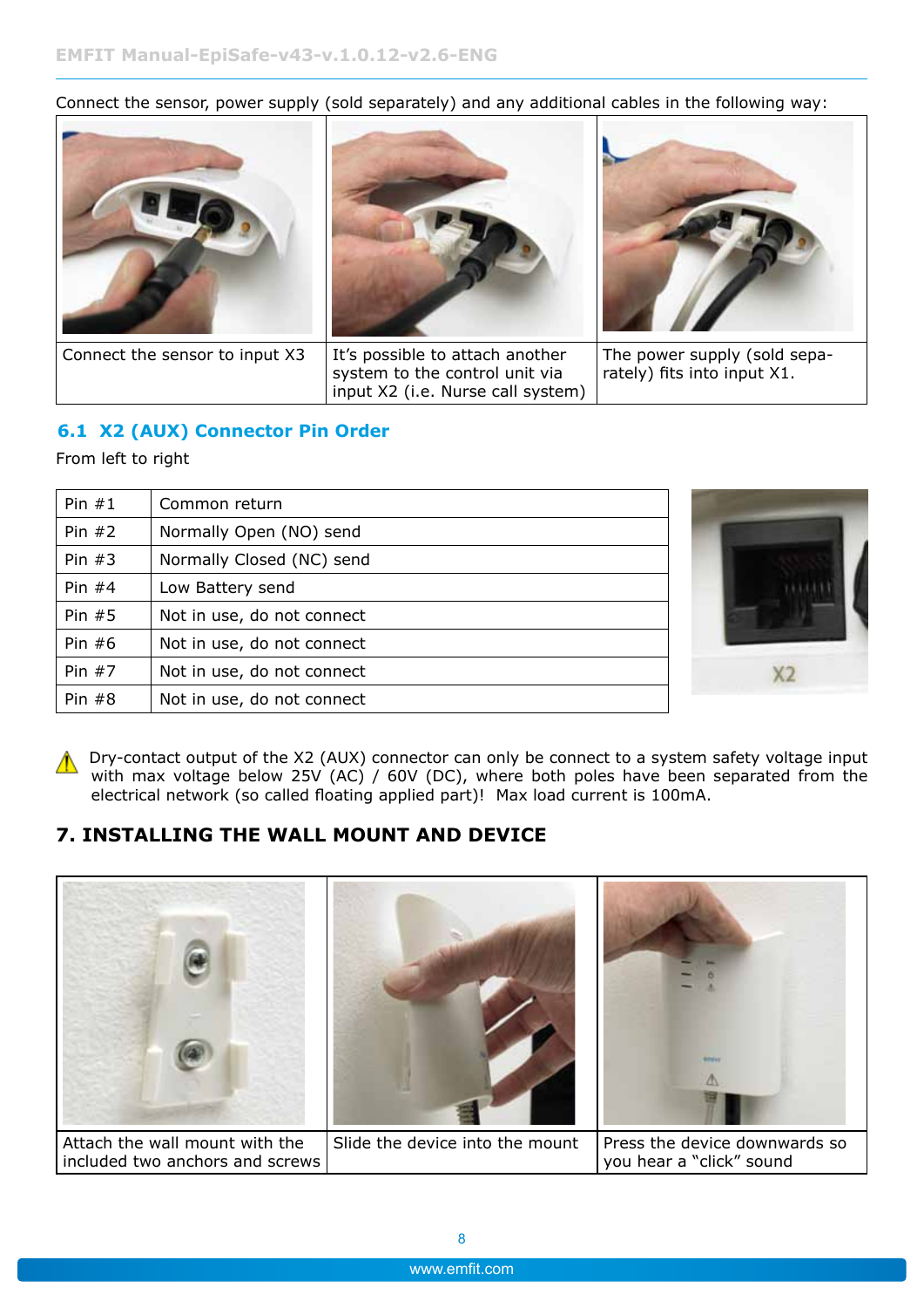Connect the sensor, power supply (sold separately) and any additional cables in the following way:

| Connect the sensor to input X3 | It's possible to attach another system to the control unit via input X2 (i.e. Nurse call system) | The power supply (sold separately) fits into input X1. |
|---|---|---|

## 6.1 X2 (AUX) Connector Pin Order

From left to right

| Pin #1 | Common return |
|---|---|
| Pin #2 | Normally Open (NO) send |
| Pin #3 | Normally Closed (NC) send |
| Pin #4 | Low Battery send |
| Pin #5 | Not in use, do not connect |
| Pin #6 | Not in use, do not connect |
| Pin #7 | Not in use, do not connect |
| Pin #8 | Not in use, do not connect |

X2

⚠ Dry-contact output of the X2 (AUX) connector can only be connect to a system safety voltage input with max voltage below 25V (AC) / 60V (DC), where both poles have been separated from the electrical network (so called floating applied part)! Max load current is 100mA.

# 7. INSTALLING THE WALL MOUNT AND DEVICE

| Attach the wall mount with the included two anchors and screws | Slide the device into the mount | Press the device downwards so you hear a "click" sound |
|---|---|---|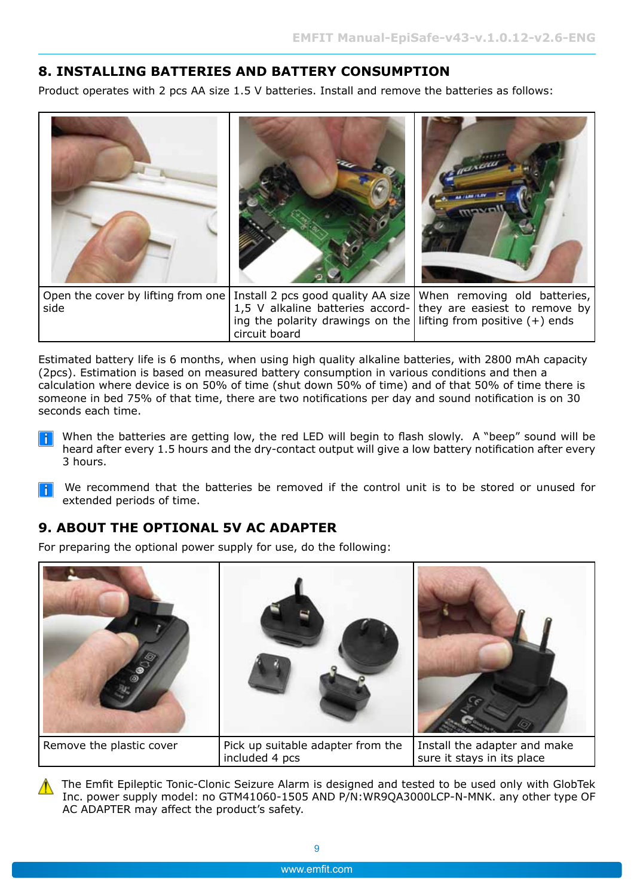## 8. INSTALLING BATTERIES AND BATTERY CONSUMPTION

Product operates with 2 pcs AA size 1.5 V batteries. Install and remove the batteries as follows:

| | | |
|---|---|---|
| Open the cover by lifting from one side | Install 2 pcs good quality AA size 1,5 V alkaline batteries according the polarity drawings on the circuit board | When removing old batteries, they are easiest to remove by lifting from positive (+) ends |

Estimated battery life is 6 months, when using high quality alkaline batteries, with 2800 mAh capacity (2pcs). Estimation is based on measured battery consumption in various conditions and then a calculation where device is on 50% of time (shut down 50% of time) and of that 50% of time there is someone in bed 75% of that time, there are two notifications per day and sound notification is on 30 seconds each time.

When the batteries are getting low, the red LED will begin to flash slowly. A "beep" sound will be heard after every 1.5 hours and the dry-contact output will give a low battery notification after every 3 hours.

We recommend that the batteries be removed if the control unit is to be stored or unused for extended periods of time.

## 9. ABOUT THE OPTIONAL 5V AC ADAPTER

For preparing the optional power supply for use, do the following:

| | | |
|---|---|---|
| Remove the plastic cover | Pick up suitable adapter from the included 4 pcs | Install the adapter and make sure it stays in its place |

The Emfit Epileptic Tonic-Clonic Seizure Alarm is designed and tested to be used only with GlobTek Inc. power supply model: no GTM41060-1505 AND P/N:WR9QA3000LCP-N-MNK. any other type OF AC ADAPTER may affect the product's safety.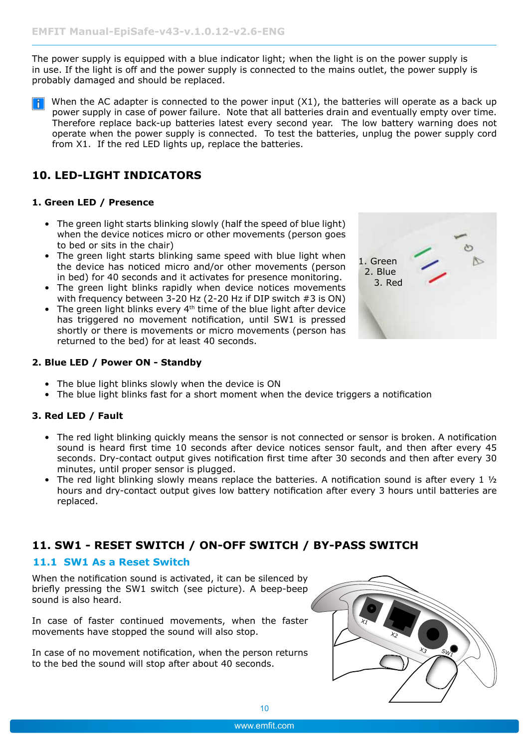The power supply is equipped with a blue indicator light; when the light is on the power supply is in use. If the light is off and the power supply is connected to the mains outlet, the power supply is probably damaged and should be replaced.

When the AC adapter is connected to the power input (X1), the batteries will operate as a back up power supply in case of power failure. Note that all batteries drain and eventually empty over time. Therefore replace back-up batteries latest every second year. The low battery warning does not operate when the power supply is connected. To test the batteries, unplug the power supply cord from X1. If the red LED lights up, replace the batteries.

## 10. LED-LIGHT INDICATORS

### 1. Green LED / Presence

- The green light starts blinking slowly (half the speed of blue light) when the device notices micro or other movements (person goes to bed or sits in the chair)
- The green light starts blinking same speed with blue light when the device has noticed micro and/or other movements (person in bed) for 40 seconds and it activates for presence monitoring.
- The green light blinks rapidly when device notices movements with frequency between 3-20 Hz (2-20 Hz if DIP switch #3 is ON)
- The green light blinks every 4th time of the blue light after device has triggered no movement notification, until SW1 is pressed shortly or there is movements or micro movements (person has returned to the bed) for at least 40 seconds.

1. Green
2. Blue
3. Red

### 2. Blue LED / Power ON - Standby

- The blue light blinks slowly when the device is ON
- The blue light blinks fast for a short moment when the device triggers a notification

### 3. Red LED / Fault

- The red light blinking quickly means the sensor is not connected or sensor is broken. A notification sound is heard first time 10 seconds after device notices sensor fault, and then after every 45 seconds. Dry-contact output gives notification first time after 30 seconds and then after every 30 minutes, until proper sensor is plugged.
- The red light blinking slowly means replace the batteries. A notification sound is after every 1 ½ hours and dry-contact output gives low battery notification after every 3 hours until batteries are replaced.

## 11. SW1 - RESET SWITCH / ON-OFF SWITCH / BY-PASS SWITCH

### 11.1 SW1 As a Reset Switch

When the notification sound is activated, it can be silenced by briefly pressing the SW1 switch (see picture). A beep-beep sound is also heard.

In case of faster continued movements, when the faster movements have stopped the sound will also stop.

In case of no movement notification, when the person returns to the bed the sound will stop after about 40 seconds.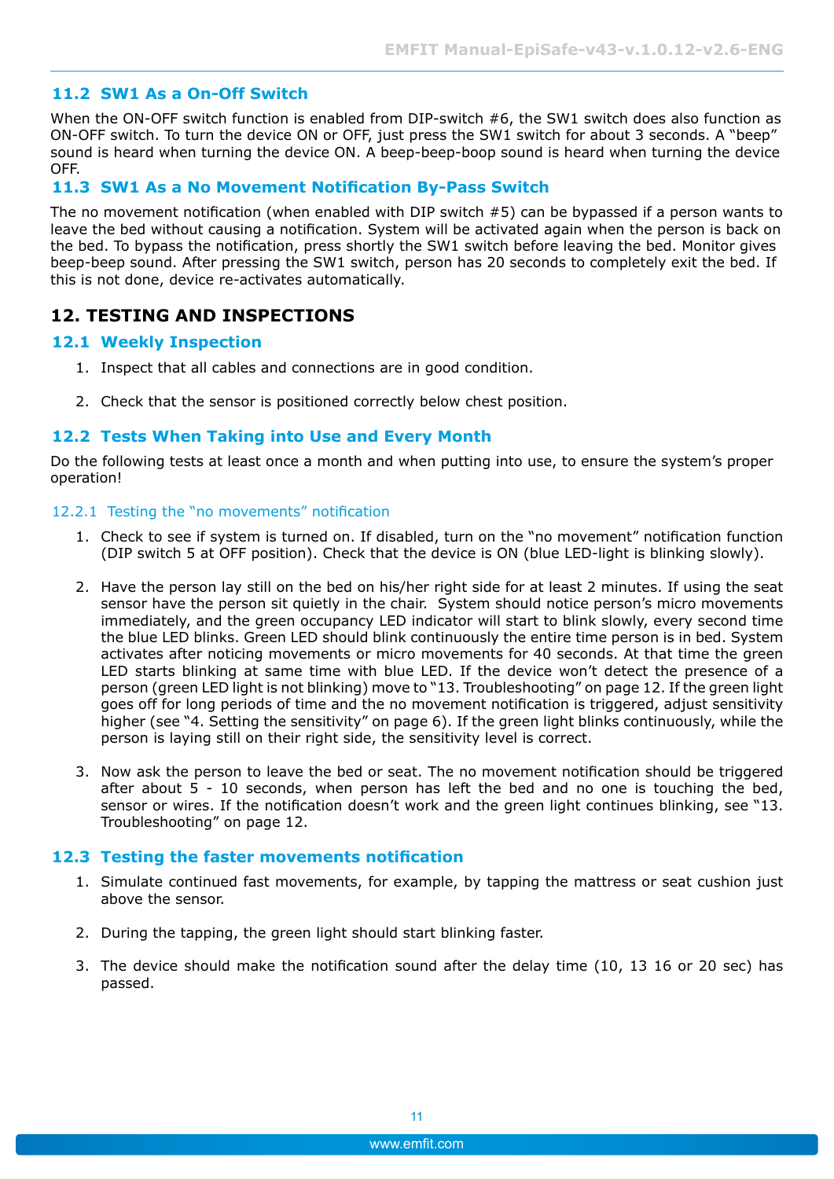## 11.2 SW1 As a On-Off Switch

When the ON-OFF switch function is enabled from DIP-switch #6, the SW1 switch does also function as ON-OFF switch. To turn the device ON or OFF, just press the SW1 switch for about 3 seconds. A "beep" sound is heard when turning the device ON. A beep-beep-boop sound is heard when turning the device OFF.

## 11.3 SW1 As a No Movement Notification By-Pass Switch

The no movement notification (when enabled with DIP switch #5) can be bypassed if a person wants to leave the bed without causing a notification. System will be activated again when the person is back on the bed. To bypass the notification, press shortly the SW1 switch before leaving the bed. Monitor gives beep-beep sound. After pressing the SW1 switch, person has 20 seconds to completely exit the bed. If this is not done, device re-activates automatically.

# 12. TESTING AND INSPECTIONS

## 12.1 Weekly Inspection

1. Inspect that all cables and connections are in good condition.

2. Check that the sensor is positioned correctly below chest position.

## 12.2 Tests When Taking into Use and Every Month

Do the following tests at least once a month and when putting into use, to ensure the system's proper operation!

### 12.2.1 Testing the "no movements" notification

1. Check to see if system is turned on. If disabled, turn on the "no movement" notification function (DIP switch 5 at OFF position). Check that the device is ON (blue LED-light is blinking slowly).

2. Have the person lay still on the bed on his/her right side for at least 2 minutes. If using the seat sensor have the person sit quietly in the chair. System should notice person's micro movements immediately, and the green occupancy LED indicator will start to blink slowly, every second time the blue LED blinks. Green LED should blink continuously the entire time person is in bed. System activates after noticing movements or micro movements for 40 seconds. At that time the green LED starts blinking at same time with blue LED. If the device won't detect the presence of a person (green LED light is not blinking) move to "13. Troubleshooting" on page 12. If the green light goes off for long periods of time and the no movement notification is triggered, adjust sensitivity higher (see "4. Setting the sensitivity" on page 6). If the green light blinks continuously, while the person is laying still on their right side, the sensitivity level is correct.

3. Now ask the person to leave the bed or seat. The no movement notification should be triggered after about 5 - 10 seconds, when person has left the bed and no one is touching the bed, sensor or wires. If the notification doesn't work and the green light continues blinking, see "13. Troubleshooting" on page 12.

## 12.3 Testing the faster movements notification

1. Simulate continued fast movements, for example, by tapping the mattress or seat cushion just above the sensor.

2. During the tapping, the green light should start blinking faster.

3. The device should make the notification sound after the delay time (10, 13 16 or 20 sec) has passed.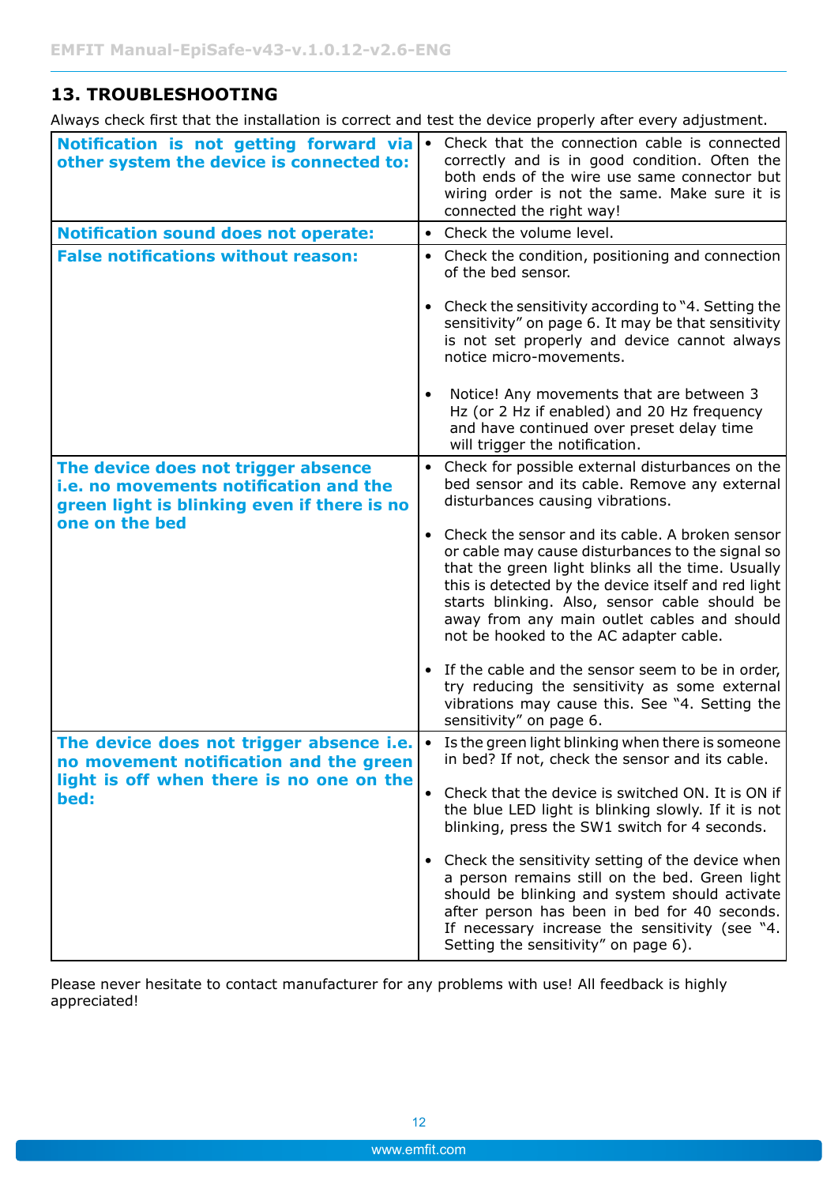## 13. TROUBLESHOOTING

Always check first that the installation is correct and test the device properly after every adjustment.

| Problem | Solution |
|---|---|
| **Notification is not getting forward via other system the device is connected to:** | • Check that the connection cable is connected correctly and is in good condition. Often the both ends of the wire use same connector but wiring order is not the same. Make sure it is connected the right way! |
| **Notification sound does not operate:** | • Check the volume level. |
| **False notifications without reason:** | • Check the condition, positioning and connection of the bed sensor.<br><br>• Check the sensitivity according to "4. Setting the sensitivity" on page 6. It may be that sensitivity is not set properly and device cannot always notice micro-movements.<br><br>• Notice! Any movements that are between 3 Hz (or 2 Hz if enabled) and 20 Hz frequency and have continued over preset delay time will trigger the notification. |
| **The device does not trigger absence i.e. no movements notification and the green light is blinking even if there is no one on the bed** | • Check for possible external disturbances on the bed sensor and its cable. Remove any external disturbances causing vibrations.<br><br>• Check the sensor and its cable. A broken sensor or cable may cause disturbances to the signal so that the green light blinks all the time. Usually this is detected by the device itself and red light starts blinking. Also, sensor cable should be away from any main outlet cables and should not be hooked to the AC adapter cable.<br><br>• If the cable and the sensor seem to be in order, try reducing the sensitivity as some external vibrations may cause this. See "4. Setting the sensitivity" on page 6. |
| **The device does not trigger absence i.e. no movement notification and the green light is off when there is no one on the bed:** | • Is the green light blinking when there is someone in bed? If not, check the sensor and its cable.<br><br>• Check that the device is switched ON. It is ON if the blue LED light is blinking slowly. If it is not blinking, press the SW1 switch for 4 seconds.<br><br>• Check the sensitivity setting of the device when a person remains still on the bed. Green light should be blinking and system should activate after person has been in bed for 40 seconds. If necessary increase the sensitivity (see "4. Setting the sensitivity" on page 6). |

Please never hesitate to contact manufacturer for any problems with use! All feedback is highly appreciated!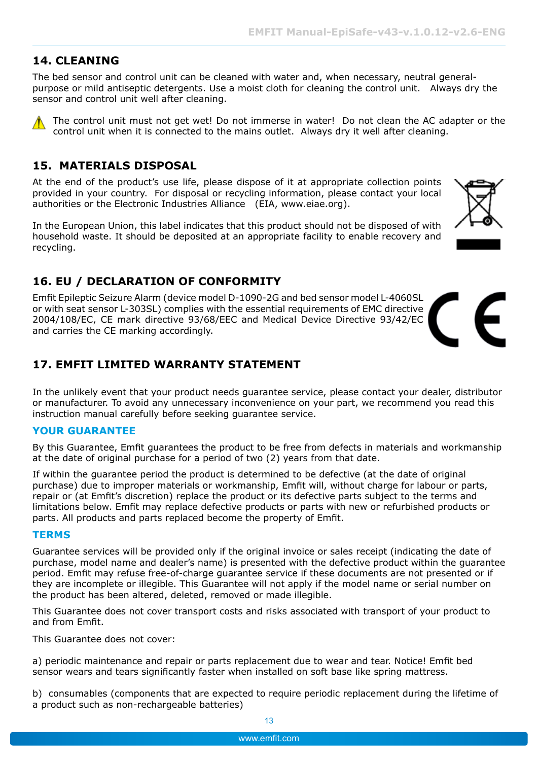## 14. CLEANING

The bed sensor and control unit can be cleaned with water and, when necessary, neutral general-purpose or mild antiseptic detergents. Use a moist cloth for cleaning the control unit. Always dry the sensor and control unit well after cleaning.

⚠ The control unit must not get wet! Do not immerse in water! Do not clean the AC adapter or the control unit when it is connected to the mains outlet. Always dry it well after cleaning.

## 15. MATERIALS DISPOSAL

At the end of the product's use life, please dispose of it at appropriate collection points provided in your country. For disposal or recycling information, please contact your local authorities or the Electronic Industries Alliance (EIA, www.eiae.org).

In the European Union, this label indicates that this product should not be disposed of with household waste. It should be deposited at an appropriate facility to enable recovery and recycling.

## 16. EU / DECLARATION OF CONFORMITY

Emfit Epileptic Seizure Alarm (device model D-1090-2G and bed sensor model L-4060SL or with seat sensor L-303SL) complies with the essential requirements of EMC directive 2004/108/EC, CE mark directive 93/68/EEC and Medical Device Directive 93/42/EC and carries the CE marking accordingly.

## 17. EMFIT LIMITED WARRANTY STATEMENT

In the unlikely event that your product needs guarantee service, please contact your dealer, distributor or manufacturer. To avoid any unnecessary inconvenience on your part, we recommend you read this instruction manual carefully before seeking guarantee service.

### YOUR GUARANTEE

By this Guarantee, Emfit guarantees the product to be free from defects in materials and workmanship at the date of original purchase for a period of two (2) years from that date.

If within the guarantee period the product is determined to be defective (at the date of original purchase) due to improper materials or workmanship, Emfit will, without charge for labour or parts, repair or (at Emfit's discretion) replace the product or its defective parts subject to the terms and limitations below. Emfit may replace defective products or parts with new or refurbished products or parts. All products and parts replaced become the property of Emfit.

### TERMS

Guarantee services will be provided only if the original invoice or sales receipt (indicating the date of purchase, model name and dealer's name) is presented with the defective product within the guarantee period. Emfit may refuse free-of-charge guarantee service if these documents are not presented or if they are incomplete or illegible. This Guarantee will not apply if the model name or serial number on the product has been altered, deleted, removed or made illegible.

This Guarantee does not cover transport costs and risks associated with transport of your product to and from Emfit.

This Guarantee does not cover:

a) periodic maintenance and repair or parts replacement due to wear and tear. Notice! Emfit bed sensor wears and tears significantly faster when installed on soft base like spring mattress.

b) consumables (components that are expected to require periodic replacement during the lifetime of a product such as non-rechargeable batteries)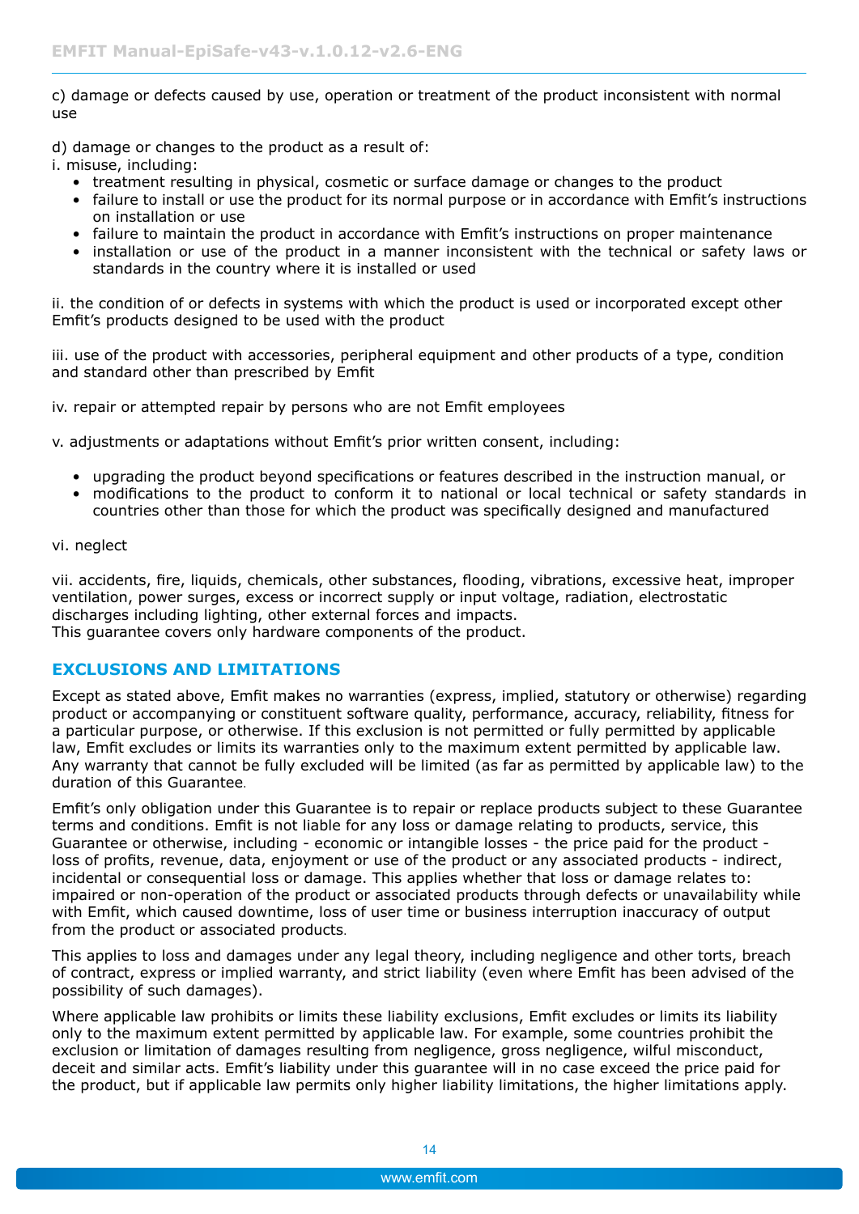c) damage or defects caused by use, operation or treatment of the product inconsistent with normal use

d) damage or changes to the product as a result of:

i. misuse, including:

- treatment resulting in physical, cosmetic or surface damage or changes to the product
- failure to install or use the product for its normal purpose or in accordance with Emfit's instructions on installation or use
- failure to maintain the product in accordance with Emfit's instructions on proper maintenance
- installation or use of the product in a manner inconsistent with the technical or safety laws or standards in the country where it is installed or used

ii. the condition of or defects in systems with which the product is used or incorporated except other Emfit's products designed to be used with the product

iii. use of the product with accessories, peripheral equipment and other products of a type, condition and standard other than prescribed by Emfit

iv. repair or attempted repair by persons who are not Emfit employees

v. adjustments or adaptations without Emfit's prior written consent, including:

- upgrading the product beyond specifications or features described in the instruction manual, or
- modifications to the product to conform it to national or local technical or safety standards in countries other than those for which the product was specifically designed and manufactured

vi. neglect

vii. accidents, fire, liquids, chemicals, other substances, flooding, vibrations, excessive heat, improper ventilation, power surges, excess or incorrect supply or input voltage, radiation, electrostatic discharges including lighting, other external forces and impacts.

This guarantee covers only hardware components of the product.

## EXCLUSIONS AND LIMITATIONS

Except as stated above, Emfit makes no warranties (express, implied, statutory or otherwise) regarding product or accompanying or constituent software quality, performance, accuracy, reliability, fitness for a particular purpose, or otherwise. If this exclusion is not permitted or fully permitted by applicable law, Emfit excludes or limits its warranties only to the maximum extent permitted by applicable law. Any warranty that cannot be fully excluded will be limited (as far as permitted by applicable law) to the duration of this Guarantee.

Emfit's only obligation under this Guarantee is to repair or replace products subject to these Guarantee terms and conditions. Emfit is not liable for any loss or damage relating to products, service, this Guarantee or otherwise, including - economic or intangible losses - the price paid for the product - loss of profits, revenue, data, enjoyment or use of the product or any associated products - indirect, incidental or consequential loss or damage. This applies whether that loss or damage relates to: impaired or non-operation of the product or associated products through defects or unavailability while with Emfit, which caused downtime, loss of user time or business interruption inaccuracy of output from the product or associated products.

This applies to loss and damages under any legal theory, including negligence and other torts, breach of contract, express or implied warranty, and strict liability (even where Emfit has been advised of the possibility of such damages).

Where applicable law prohibits or limits these liability exclusions, Emfit excludes or limits its liability only to the maximum extent permitted by applicable law. For example, some countries prohibit the exclusion or limitation of damages resulting from negligence, gross negligence, wilful misconduct, deceit and similar acts. Emfit's liability under this guarantee will in no case exceed the price paid for the product, but if applicable law permits only higher liability limitations, the higher limitations apply.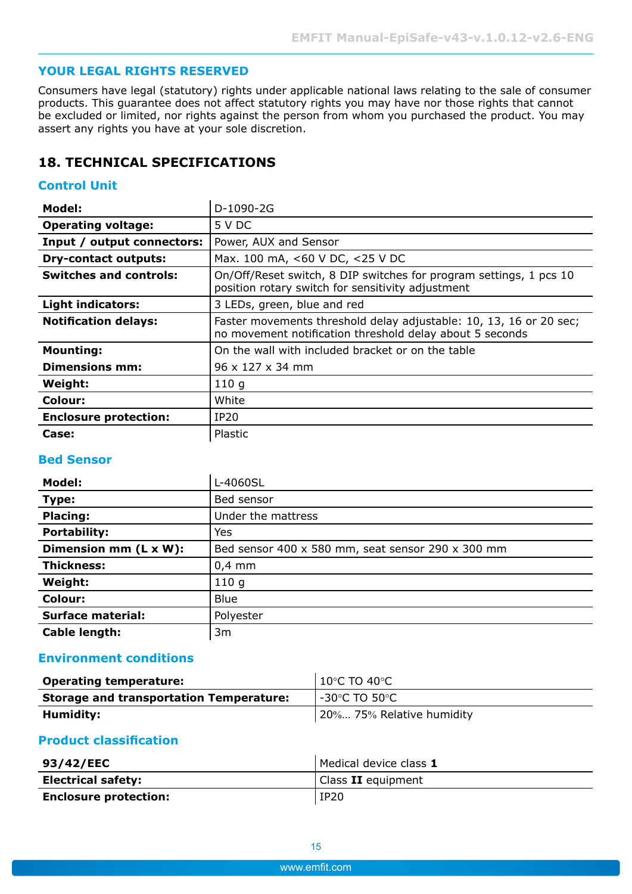## YOUR LEGAL RIGHTS RESERVED

Consumers have legal (statutory) rights under applicable national laws relating to the sale of consumer products. This guarantee does not affect statutory rights you may have nor those rights that cannot be excluded or limited, nor rights against the person from whom you purchased the product. You may assert any rights you have at your sole discretion.

# 18. TECHNICAL SPECIFICATIONS

## Control Unit

| **Model:** | D-1090-2G |
|---|---|
| **Operating voltage:** | 5 V DC |
| **Input / output connectors:** | Power, AUX and Sensor |
| **Dry-contact outputs:** | Max. 100 mA, <60 V DC, <25 V DC |
| **Switches and controls:** | On/Off/Reset switch, 8 DIP switches for program settings, 1 pcs 10 position rotary switch for sensitivity adjustment |
| **Light indicators:** | 3 LEDs, green, blue and red |
| **Notification delays:** | Faster movements threshold delay adjustable: 10, 13, 16 or 20 sec; no movement notification threshold delay about 5 seconds |
| **Mounting:** | On the wall with included bracket or on the table |
| **Dimensions mm:** | 96 x 127 x 34 mm |
| **Weight:** | 110 g |
| **Colour:** | White |
| **Enclosure protection:** | IP20 |
| **Case:** | Plastic |

## Bed Sensor

| **Model:** | L-4060SL |
|---|---|
| **Type:** | Bed sensor |
| **Placing:** | Under the mattress |
| **Portability:** | Yes |
| **Dimension mm (L x W):** | Bed sensor 400 x 580 mm, seat sensor 290 x 300 mm |
| **Thickness:** | 0,4 mm |
| **Weight:** | 110 g |
| **Colour:** | Blue |
| **Surface material:** | Polyester |
| **Cable length:** | 3m |

## Environment conditions

| **Operating temperature:** | 10°C TO 40°C |
|---|---|
| **Storage and transportation Temperature:** | -30°C TO 50°C |
| **Humidity:** | 20%… 75% Relative humidity |

## Product classification

| **93/42/EEC** | Medical device class **1** |
|---|---|
| **Electrical safety:** | Class **II** equipment |
| **Enclosure protection:** | IP20 |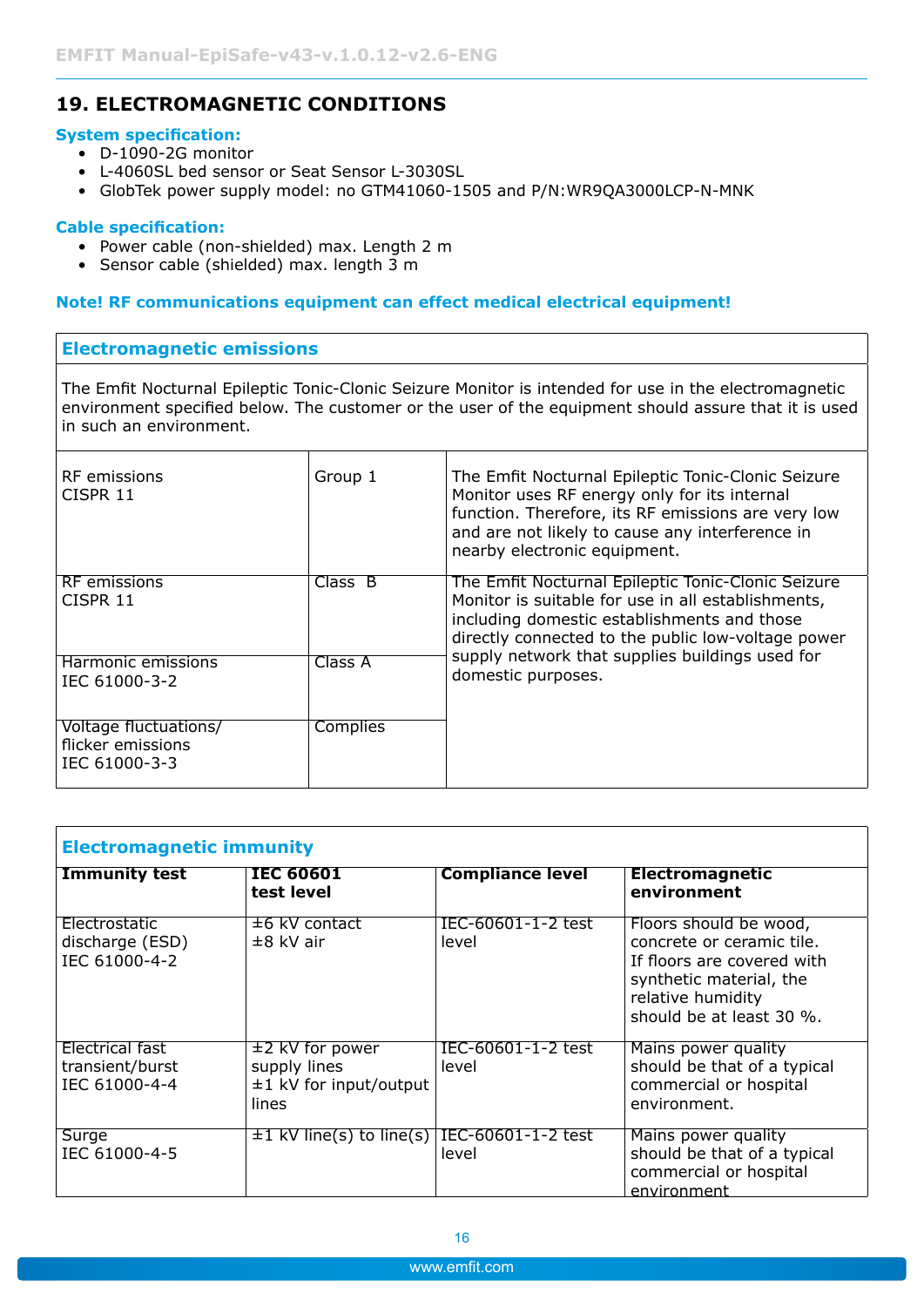## 19. ELECTROMAGNETIC CONDITIONS

**System specification:**

- D-1090-2G monitor
- L-4060SL bed sensor or Seat Sensor L-3030SL
- GlobTek power supply model: no GTM41060-1505 and P/N:WR9QA3000LCP-N-MNK

**Cable specification:**

- Power cable (non-shielded) max. Length 2 m
- Sensor cable (shielded) max. length 3 m

**Note! RF communications equipment can effect medical electrical equipment!**

| Electromagnetic emissions | | |
|---|---|---|
| The Emfit Nocturnal Epileptic Tonic-Clonic Seizure Monitor is intended for use in the electromagnetic environment specified below. The customer or the user of the equipment should assure that it is used in such an environment. | | |
| RF emissions<br>CISPR 11 | Group 1 | The Emfit Nocturnal Epileptic Tonic-Clonic Seizure Monitor uses RF energy only for its internal function. Therefore, its RF emissions are very low and are not likely to cause any interference in nearby electronic equipment. |
| RF emissions<br>CISPR 11 | Class B | The Emfit Nocturnal Epileptic Tonic-Clonic Seizure Monitor is suitable for use in all establishments, including domestic establishments and those directly connected to the public low-voltage power supply network that supplies buildings used for domestic purposes. |
| Harmonic emissions<br>IEC 61000-3-2 | Class A | |
| Voltage fluctuations/<br>flicker emissions<br>IEC 61000-3-3 | Complies | |

| Electromagnetic immunity | | | |
|---|---|---|---|
| **Immunity test** | **IEC 60601 test level** | **Compliance level** | **Electromagnetic environment** |
| Electrostatic discharge (ESD)<br>IEC 61000-4-2 | ±6 kV contact<br>±8 kV air | IEC-60601-1-2 test level | Floors should be wood, concrete or ceramic tile. If floors are covered with synthetic material, the relative humidity should be at least 30 %. |
| Electrical fast transient/burst<br>IEC 61000-4-4 | ±2 kV for power supply lines<br>±1 kV for input/output lines | IEC-60601-1-2 test level | Mains power quality should be that of a typical commercial or hospital environment. |
| Surge<br>IEC 61000-4-5 | ±1 kV line(s) to line(s) | IEC-60601-1-2 test level | Mains power quality should be that of a typical commercial or hospital environment |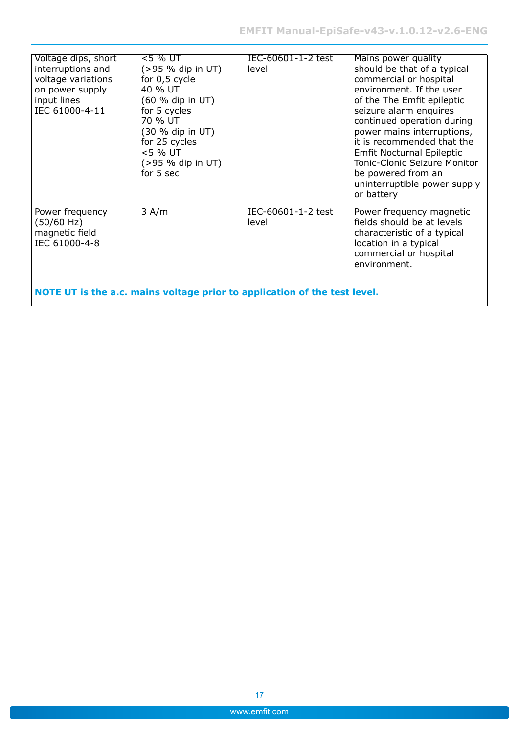| Voltage dips, short interruptions and voltage variations on power supply input lines IEC 61000-4-11 | <5 % UT (>95 % dip in UT) for 0,5 cycle 40 % UT (60 % dip in UT) for 5 cycles 70 % UT (30 % dip in UT) for 25 cycles <5 % UT (>95 % dip in UT) for 5 sec | IEC-60601-1-2 test level | Mains power quality should be that of a typical commercial or hospital environment. If the user of the The Emfit epileptic seizure alarm enquires continued operation during power mains interruptions, it is recommended that the Emfit Nocturnal Epileptic Tonic-Clonic Seizure Monitor be powered from an uninterruptible power supply or battery |
|---|---|---|---|
| Power frequency (50/60 Hz) magnetic field IEC 61000-4-8 | 3 A/m | IEC-60601-1-2 test level | Power frequency magnetic fields should be at levels characteristic of a typical location in a typical commercial or hospital environment. |
| **NOTE UT is the a.c. mains voltage prior to application of the test level.** | | | |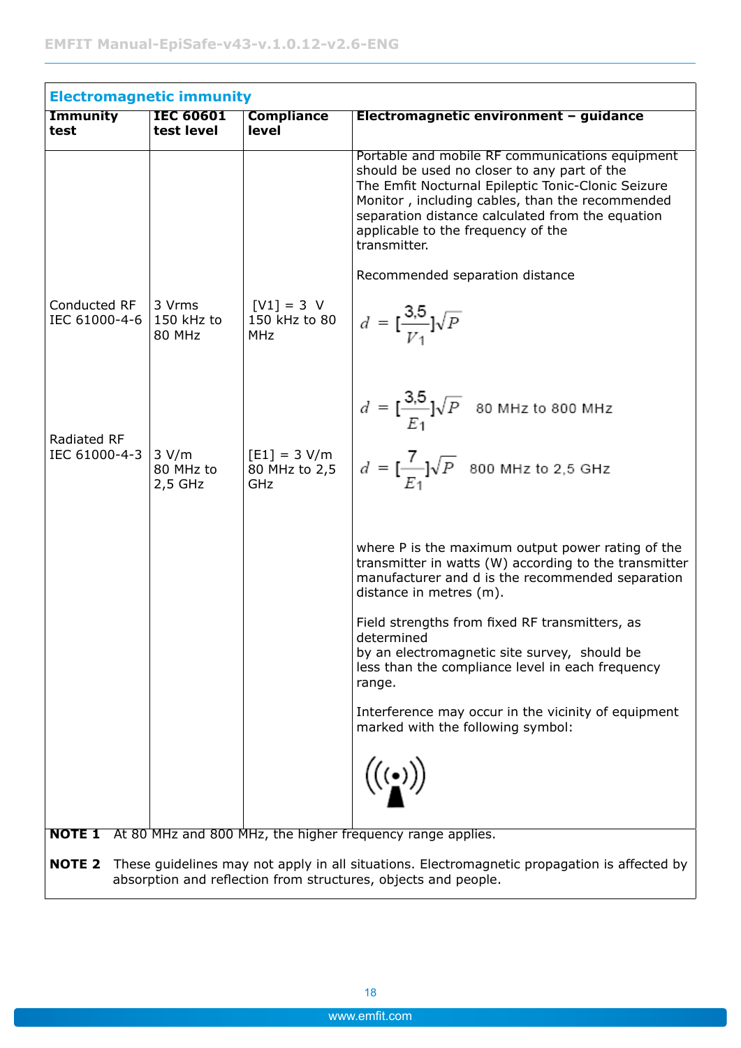| Electromagnetic immunity | | | |
|---|---|---|---|
| **Immunity test** | **IEC 60601 test level** | **Compliance level** | **Electromagnetic environment – guidance** |
| | | | Portable and mobile RF communications equipment should be used no closer to any part of the The Emfit Nocturnal Epileptic Tonic-Clonic Seizure Monitor , including cables, than the recommended separation distance calculated from the equation applicable to the frequency of the transmitter.<br><br>Recommended separation distance |
| Conducted RF IEC 61000-4-6 | 3 Vrms 150 kHz to 80 MHz | [V1] = 3 V 150 kHz to 80 MHz | $d = [\frac{3,5}{V_1}]\sqrt{P}$ |
| Radiated RF IEC 61000-4-3 | 3 V/m 80 MHz to 2,5 GHz | [E1] = 3 V/m 80 MHz to 2,5 GHz | $d = [\frac{3,5}{E_1}]\sqrt{P}$ 80 MHz to 800 MHz<br><br>$d = [\frac{7}{E_1}]\sqrt{P}$ 800 MHz to 2,5 GHz<br><br>where P is the maximum output power rating of the transmitter in watts (W) according to the transmitter manufacturer and d is the recommended separation distance in metres (m).<br><br>Field strengths from fixed RF transmitters, as determined by an electromagnetic site survey, should be less than the compliance level in each frequency range.<br><br>Interference may occur in the vicinity of equipment marked with the following symbol: |

**NOTE 1** At 80 MHz and 800 MHz, the higher frequency range applies.

**NOTE 2** These guidelines may not apply in all situations. Electromagnetic propagation is affected by absorption and reflection from structures, objects and people.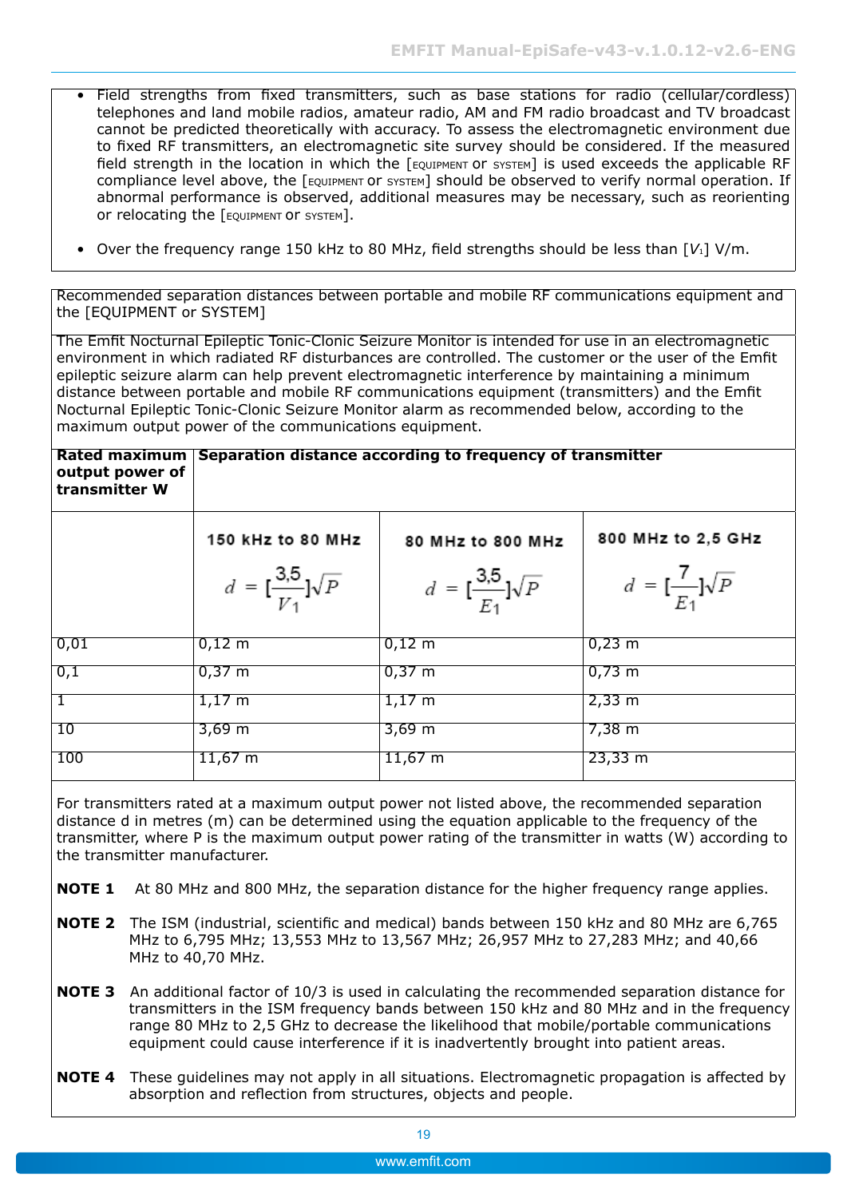- Field strengths from fixed transmitters, such as base stations for radio (cellular/cordless) telephones and land mobile radios, amateur radio, AM and FM radio broadcast and TV broadcast cannot be predicted theoretically with accuracy. To assess the electromagnetic environment due to fixed RF transmitters, an electromagnetic site survey should be considered. If the measured field strength in the location in which the [EQUIPMENT or SYSTEM] is used exceeds the applicable RF compliance level above, the [EQUIPMENT or SYSTEM] should be observed to verify normal operation. If abnormal performance is observed, additional measures may be necessary, such as reorienting or relocating the [EQUIPMENT or SYSTEM].

- Over the frequency range 150 kHz to 80 MHz, field strengths should be less than [$V_1$] V/m.

Recommended separation distances between portable and mobile RF communications equipment and the [EQUIPMENT or SYSTEM]

The Emfit Nocturnal Epileptic Tonic-Clonic Seizure Monitor is intended for use in an electromagnetic environment in which radiated RF disturbances are controlled. The customer or the user of the Emfit epileptic seizure alarm can help prevent electromagnetic interference by maintaining a minimum distance between portable and mobile RF communications equipment (transmitters) and the Emfit Nocturnal Epileptic Tonic-Clonic Seizure Monitor alarm as recommended below, according to the maximum output power of the communications equipment.

| **Rated maximum output power of transmitter W** | **Separation distance according to frequency of transmitter** | | |
|---|---|---|---|
| | 150 kHz to 80 MHz $d = [\frac{3,5}{V_1}]\sqrt{P}$ | 80 MHz to 800 MHz $d = [\frac{3,5}{E_1}]\sqrt{P}$ | 800 MHz to 2,5 GHz $d = [\frac{7}{E_1}]\sqrt{P}$ |
| 0,01 | 0,12 m | 0,12 m | 0,23 m |
| 0,1 | 0,37 m | 0,37 m | 0,73 m |
| 1 | 1,17 m | 1,17 m | 2,33 m |
| 10 | 3,69 m | 3,69 m | 7,38 m |
| 100 | 11,67 m | 11,67 m | 23,33 m |

For transmitters rated at a maximum output power not listed above, the recommended separation distance d in metres (m) can be determined using the equation applicable to the frequency of the transmitter, where P is the maximum output power rating of the transmitter in watts (W) according to the transmitter manufacturer.

**NOTE 1** At 80 MHz and 800 MHz, the separation distance for the higher frequency range applies.

**NOTE 2** The ISM (industrial, scientific and medical) bands between 150 kHz and 80 MHz are 6,765 MHz to 6,795 MHz; 13,553 MHz to 13,567 MHz; 26,957 MHz to 27,283 MHz; and 40,66 MHz to 40,70 MHz.

**NOTE 3** An additional factor of 10/3 is used in calculating the recommended separation distance for transmitters in the ISM frequency bands between 150 kHz and 80 MHz and in the frequency range 80 MHz to 2,5 GHz to decrease the likelihood that mobile/portable communications equipment could cause interference if it is inadvertently brought into patient areas.

**NOTE 4** These guidelines may not apply in all situations. Electromagnetic propagation is affected by absorption and reflection from structures, objects and people.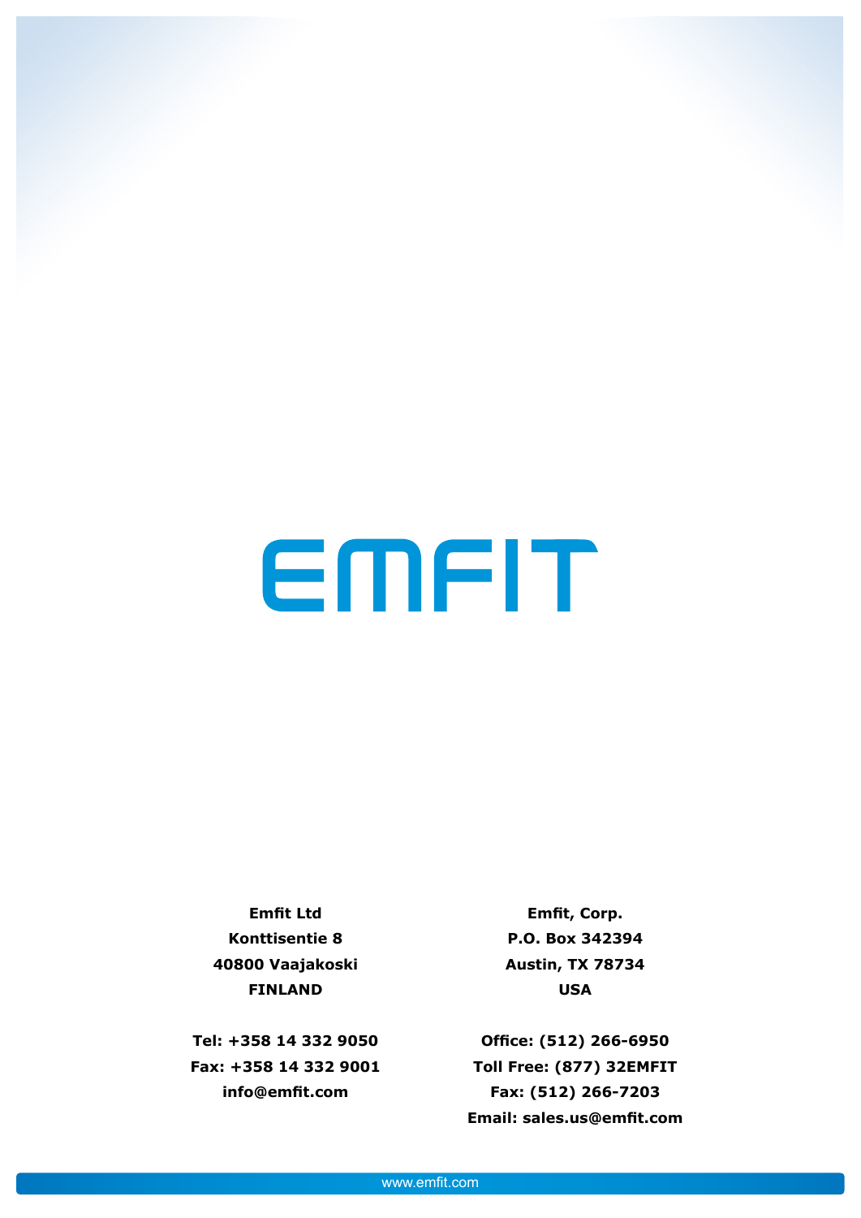EMFIT

**Emfit Ltd**
**Konttisentie 8**
**40800 Vaajakoski**
**FINLAND**

**Tel: +358 14 332 9050**
**Fax: +358 14 332 9001**
**info@emfit.com**

**Emfit, Corp.**
**P.O. Box 342394**
**Austin, TX 78734**
**USA**

**Office: (512) 266-6950**
**Toll Free: (877) 32EMFIT**
**Fax: (512) 266-7203**
**Email: sales.us@emfit.com**

www.emfit.com